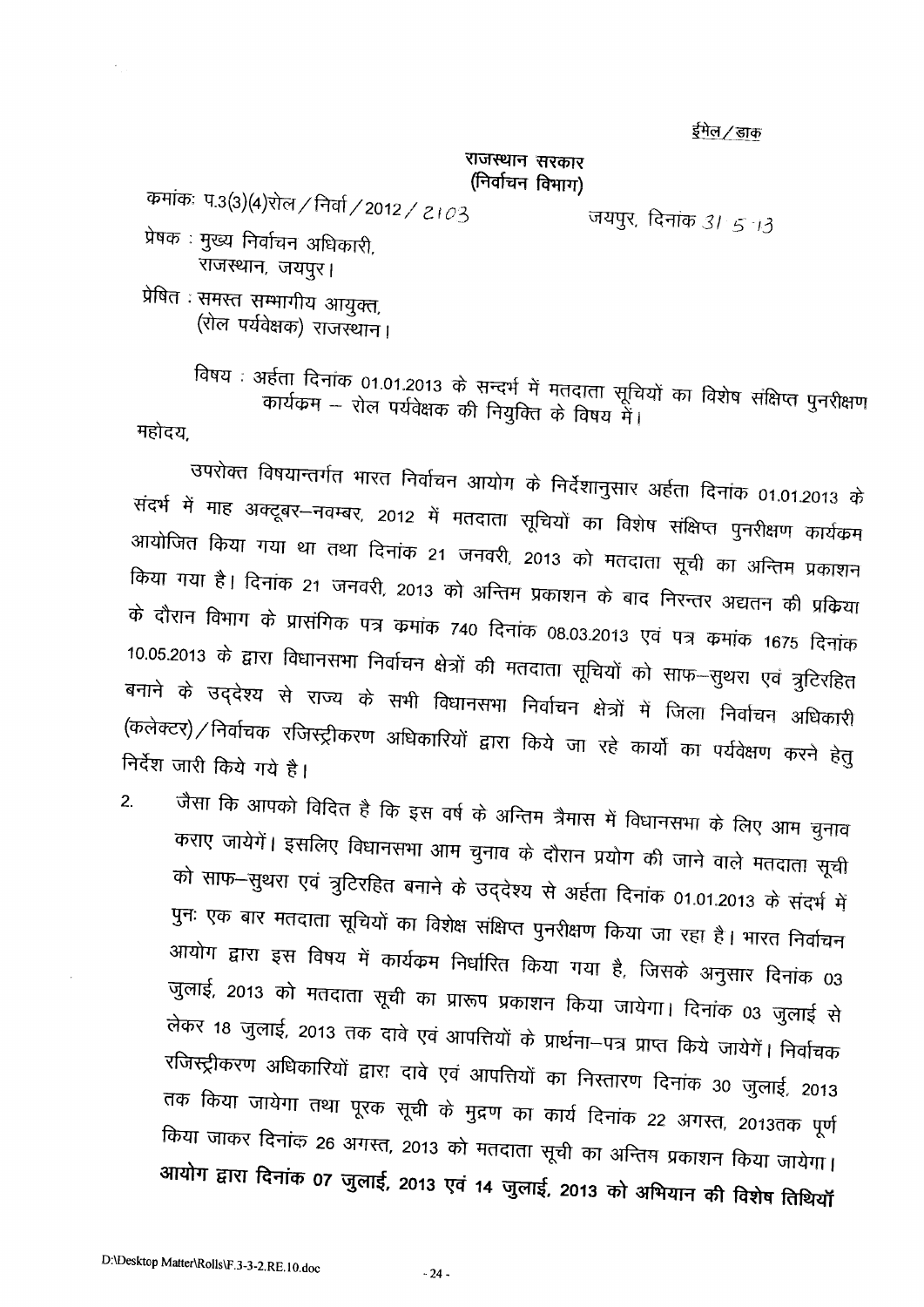ईमेल/डाक

**राजस्थान सरकार**
**(निर्वाचन विभाग)**

क्रमांकः प.3(3)(4)रोल/निर्वा/2012/2103 जयपुर, दिनांक 31-5-13

प्रेषक : मुख्य निर्वाचन अधिकारी,
राजस्थान, जयपुर।

प्रेषित : समस्त सम्भागीय आयुक्त,
(रोल पर्यवेक्षक) राजस्थान।

विषय : अर्हता दिनांक 01.01.2013 के सन्दर्भ में मतदाता सूचियों का विशेष संक्षिप्त पुनरीक्षण कार्यक्रम – रोल पर्यवेक्षक की नियुक्ति के विषय में।

महोदय,

उपरोक्त विषयान्तर्गत भारत निर्वाचन आयोग के निर्देशानुसार अर्हता दिनांक 01.01.2013 के संदर्भ में माह अक्टूबर–नवम्बर, 2012 में मतदाता सूचियों का विशेष संक्षिप्त पुनरीक्षण कार्यक्रम आयोजित किया गया था तथा दिनांक 21 जनवरी, 2013 को मतदाता सूची का अन्तिम प्रकाशन किया गया है। दिनांक 21 जनवरी, 2013 को अन्तिम प्रकाशन के बाद निरन्तर अद्यतन की प्रक्रिया के दौरान विभाग के प्रासंगिक पत्र क्रमांक 740 दिनांक 08.03.2013 एवं पत्र क्रमांक 1675 दिनांक 10.05.2013 के द्वारा विधानसभा निर्वाचन क्षेत्रों की मतदाता सूचियों को साफ–सुथरा एवं त्रुटिरहित बनाने के उद्देश्य से राज्य के सभी विधानसभा निर्वाचन क्षेत्रों में जिला निर्वाचन अधिकारी (कलेक्टर)/निर्वाचक रजिस्ट्रीकरण अधिकारियों द्वारा किये जा रहे कार्यो का पर्यवेक्षण करने हेतु निर्देश जारी किये गये है।

2. जैसा कि आपको विदित है कि इस वर्ष के अन्तिम त्रैमास में विधानसभा के लिए आम चुनाव कराए जायेगें। इसलिए विधानसभा आम चुनाव के दौरान प्रयोग की जाने वाले मतदाता सूची को साफ–सुथरा एवं त्रुटिरहित बनाने के उद्देश्य से अर्हता दिनांक 01.01.2013 के संदर्भ में पुनः एक बार मतदाता सूचियों का विशेष संक्षिप्त पुनरीक्षण किया जा रहा है। भारत निर्वाचन आयोग द्वारा इस विषय में कार्यक्रम निर्धारित किया गया है, जिसके अनुसार दिनांक 03 जुलाई, 2013 को मतदाता सूची का प्रारूप प्रकाशन किया जायेगा। दिनांक 03 जुलाई से लेकर 18 जुलाई, 2013 तक दावे एवं आपत्तियों के प्रार्थना–पत्र प्राप्त किये जायेगें। निर्वाचक रजिस्ट्रीकरण अधिकारियों द्वारा दावे एवं आपत्तियों का निस्तारण दिनांक 30 जुलाई, 2013 तक किया जायेगा तथा पूरक सूची के मुद्रण का कार्य दिनांक 22 अगस्त, 2013तक पूर्ण किया जाकर दिनांक 26 अगस्त, 2013 को मतदाता सूची का अन्तिम प्रकाशन किया जायेगा। **आयोग द्वारा दिनांक 07 जुलाई, 2013 एवं 14 जुलाई, 2013 को अभियान की विशेष तिथियॉं**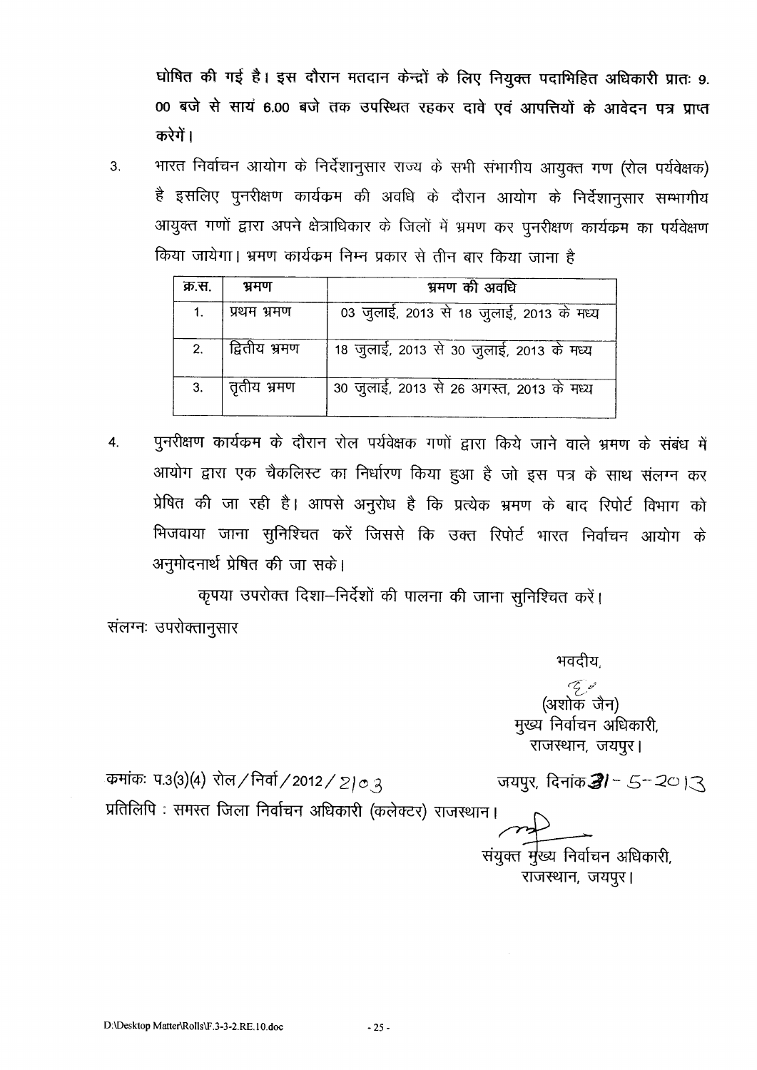**घोषित की गई है। इस दौरान मतदान केन्द्रों के लिए नियुक्त पदाभिहित अधिकारी प्रातः 9.00 बजे से सायं 6.00 बजे तक उपस्थित रहकर दावे एवं आपत्तियों के आवेदन पत्र प्राप्त करेगें।**

3. भारत निर्वाचन आयोग के निर्देशानुसार राज्य के सभी संभागीय आयुक्त गण (रोल पर्यवेक्षक) है इसलिए पुनरीक्षण कार्यक्रम की अवधि के दौरान आयोग के निर्देशानुसार सम्भागीय आयुक्त गणों द्वारा अपने क्षेत्राधिकार के जिलों में भ्रमण कर पुनरीक्षण कार्यकम का पर्यवेक्षण किया जायेगा। भ्रमण कार्यक्रम निम्न प्रकार से तीन बार किया जाना है

| क्र.स. | भ्रमण | भ्रमण की अवधि |
|---|---|---|
| 1. | प्रथम भ्रमण | 03 जुलाई, 2013 से 18 जुलाई, 2013 के मध्य |
| 2. | द्वितीय भ्रमण | 18 जुलाई, 2013 से 30 जुलाई, 2013 के मध्य |
| 3. | तृतीय भ्रमण | 30 जुलाई, 2013 से 26 अगस्त, 2013 के मध्य |

4. पुनरीक्षण कार्यक्रम के दौरान रोल पर्यवेक्षक गणों द्वारा किये जाने वाले भ्रमण के संबंध में आयोग द्वारा एक चैकलिस्ट का निर्धारण किया हुआ है जो इस पत्र के साथ संलग्न कर प्रेषित की जा रही है। आपसे अनुरोध है कि प्रत्येक भ्रमण के बाद रिपोर्ट विभाग को भिजवाया जाना सुनिश्चित करें जिससे कि उक्त रिपोर्ट भारत निर्वाचन आयोग के अनुमोदनार्थ प्रेषित की जा सके।

कृपया उपरोक्त दिशा–निर्देशों की पालना की जाना सुनिश्चित करें।

संलग्नः उपरोक्तानुसार

भवदीय,

(अशोक जैन)
मुख्य निर्वाचन अधिकारी,
राजस्थान, जयपुर।

कमांकः प.3(3)(4) रोल/निर्वा/2012/2103 जयपुर, दिनांक 31-5-2013

प्रतिलिपि : समस्त जिला निर्वाचन अधिकारी (कलेक्टर) राजस्थान।

संयुक्त मुख्य निर्वाचन अधिकारी,
राजस्थान, जयपुर।

D:\Desktop Matter\Rolls\F.3-3-2.RE.10.doc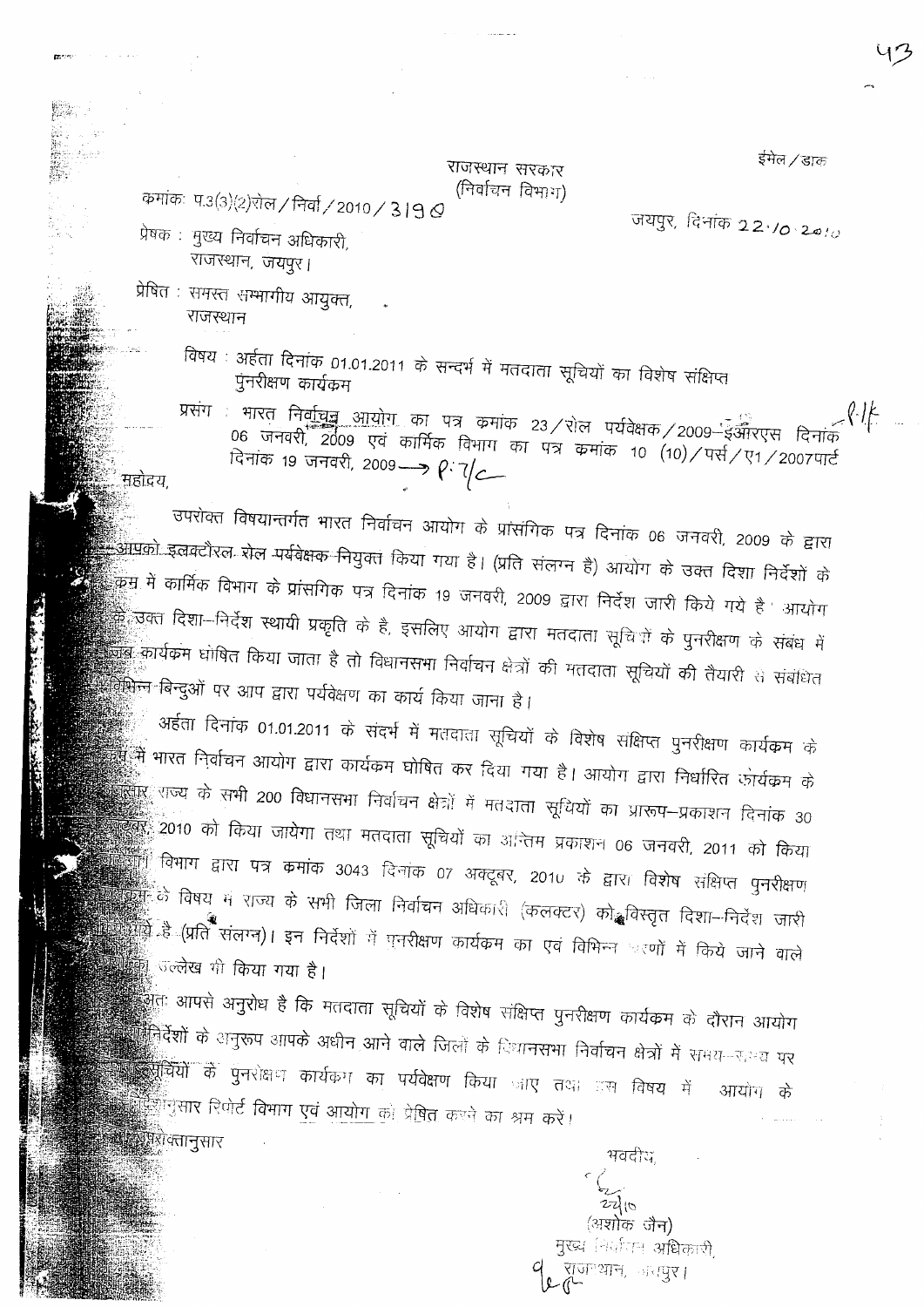ईमेल / डाक

राजस्थान सरकार
(निर्वाचन विभाग)

क्रमांक: प.3(3)(2)रोल / निर्वा / 2010 / 3190

जयपुर, दिनांक 22.10.2010

प्रेषक : मुख्य निर्वाचन अधिकारी,
राजस्थान, जयपुर।

प्रेषित : समस्त सम्भागीय आयुक्त,
राजस्थान

विषय : अर्हता दिनांक 01.01.2011 के सन्दर्भ में मतदाता सूचियों का विशेष संक्षिप्त पुनरीक्षण कार्यक्रम

प्रसंग : भारत निर्वाचन आयोग का पत्र क्रमांक 23 / रोल पर्यवेक्षक / 2009–ईआरएस दिनांक 06 जनवरी, 2009 एवं कार्मिक विभाग का पत्र क्रमांक 10 (10) / पर्स / ए1 / 2007पार्ट दिनांक 19 जनवरी, 2009

महोदय,

उपरोक्त विषयान्तर्गत भारत निर्वाचन आयोग के प्रासंगिक पत्र दिनांक 06 जनवरी, 2009 के द्वारा आपको इलक्टोरल रोल पर्यवेक्षक नियुक्त किया गया है। (प्रति संलग्न है) आयोग के उक्त दिशा निर्देशों के क्रम में कार्मिक विभाग के प्रासंगिक पत्र दिनांक 19 जनवरी, 2009 द्वारा निर्देश जारी किये गये है। आयोग के उक्त दिशा–निर्देश स्थायी प्रकृति के है, इसलिए आयोग द्वारा मतदाता सूचियों के पुनरीक्षण के संबंध में जब कार्यक्रम घोषित किया जाता है तो विधानसभा निर्वाचन क्षेत्रों की मतदाता सूचियों की तैयारी से संबंधित विभिन्न बिन्दुओं पर आप द्वारा पर्यवेक्षण का कार्य किया जाना है।

अर्हता दिनांक 01.01.2011 के संदर्भ में मतदाता सूचियों के विशेष संक्षिप्त पुनरीक्षण कार्यक्रम के क्रम में भारत निर्वाचन आयोग द्वारा कार्यक्रम घोषित कर दिया गया है। आयोग द्वारा निर्धारित कार्यक्रम के अनुसार राज्य के सभी 200 विधानसभा निर्वाचन क्षेत्रों में मतदाता सूचियों का प्रारूप–प्रकाशन दिनांक 30 अक्टूबर, 2010 को किया जायेगा तथा मतदाता सूचियों का अन्तिम प्रकाशन 06 जनवरी, 2011 को किया जायेगा। विभाग द्वारा पत्र क्रमांक 3043 दिनांक 07 अक्टूबर, 2010 के द्वारा विशेष संक्षिप्त पुनरीक्षण कार्यक्रम के विषय में राज्य के सभी जिला निर्वाचन अधिकारी (कलक्टर) को विस्तृत दिशा–निर्देश जारी किये गये है (प्रति संलग्न)। इन निर्देशों में पुनरीक्षण कार्यक्रम का एवं विभिन्न चरणों में किये जाने वाले कार्यों का उल्लेख भी किया गया है।

अतः आपसे अनुरोध है कि मतदाता सूचियों के विशेष संक्षिप्त पुनरीक्षण कार्यक्रम के दौरान आयोग के दिशानिर्देशों के अनुरूप आपके अधीन आने वाले जिलों के विधानसभा निर्वाचन क्षेत्रों में समय–समय पर मतदाता सूचियों के पुनरीक्षण कार्यक्रम का पर्यवेक्षण किया जाए तथा इस विषय में आयोग के निर्देशानुसार रिपोर्ट विभाग एवं आयोग को प्रेषित करने का श्रम करें।

संलग्न: उपरोक्तानुसार

भवदीय,

(अशोक जैन)
मुख्य निर्वाचन अधिकारी,
राजस्थान, जयपुर।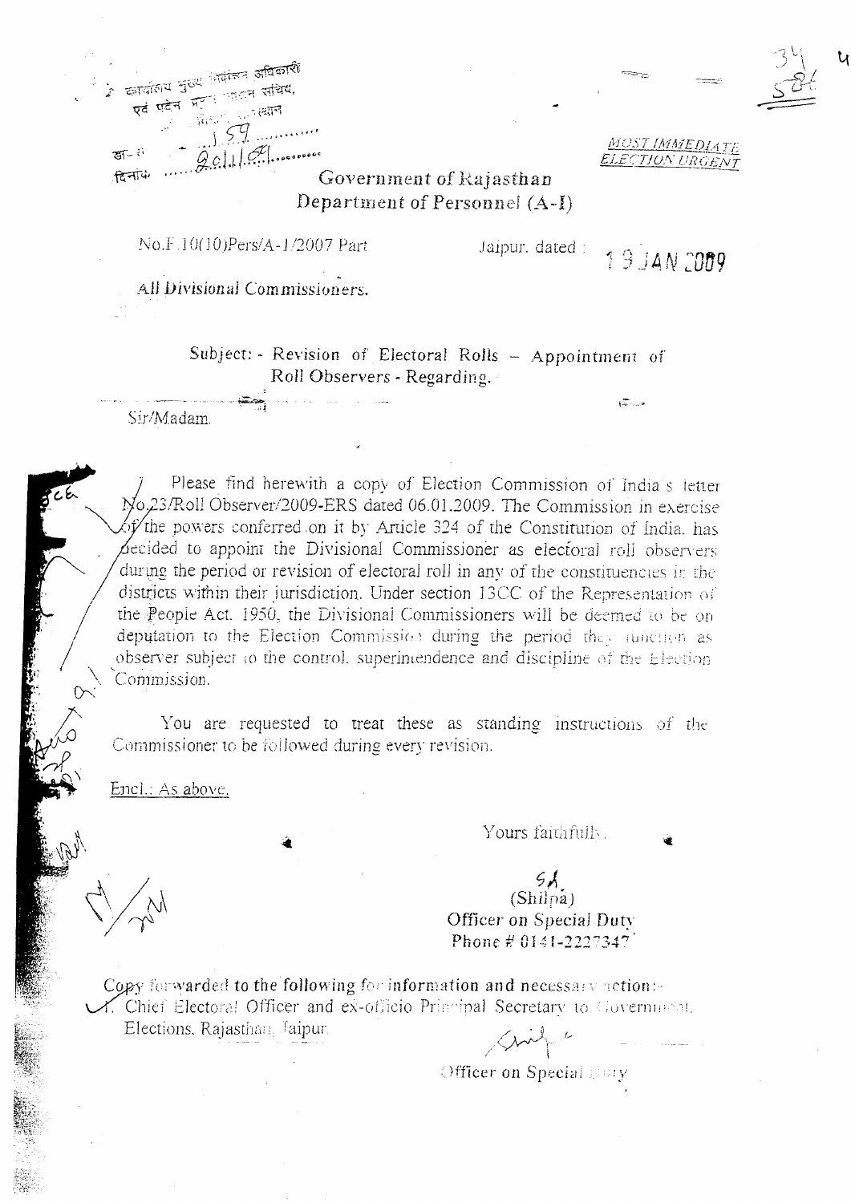कार्यालय मुख्य निर्वाचन अधिकारी
एवं पदेन प्रमुख शासन सचिव,
निर्वाचन, राजस्थान

क्रमांक ...159...

दिनांक ...20.1.09...

*MOST IMMEDIATE*
*ELECTION URGENT*

**Government of Rajasthan**
**Department of Personnel (A-I)**

No.F.10(10)Pers/A-1/2007 Part                    Jaipur, dated : 19 JAN 2009

All Divisional Commissioners.

Subject: - Revision of Electoral Rolls – Appointment of Roll Observers - Regarding.

Sir/Madam,

Please find herewith a copy of Election Commission of India's letter No.23/Roll Observer/2009-ERS dated 06.01.2009. The Commission in exercise of the powers conferred on it by Article 324 of the Constitution of India, has decided to appoint the Divisional Commissioner as electoral roll observers during the period of revision of electoral roll in any of the constituencies in the districts within their jurisdiction. Under section 13CC of the Representation of the People Act, 1950, the Divisional Commissioners will be deemed to be on deputation to the Election Commission during the period they function as observer subject to the control, superintendence and discipline of the Election Commission.

You are requested to treat these as standing instructions of the Commissioner to be followed during every revision.

Encl.: As above.

Yours faithfully,

Sd/-
(Shilpa)
Officer on Special Duty
Phone # 0141-2227347

Copy forwarded to the following for information and necessary action:-
1. Chief Electoral Officer and ex-officio Principal Secretary to Government, Elections, Rajasthan, Jaipur.

Officer on Special Duty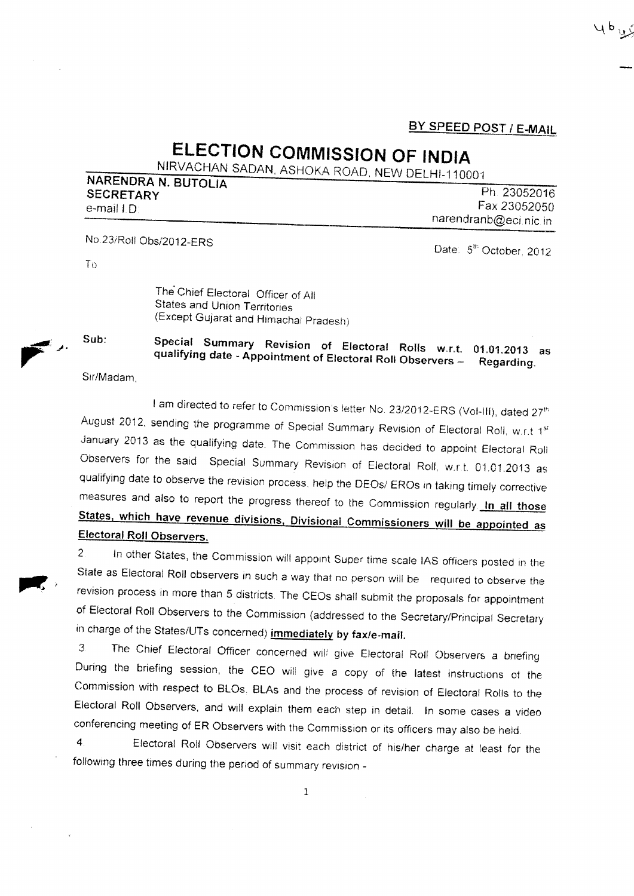**BY SPEED POST / E-MAIL**

# ELECTION COMMISSION OF INDIA

NIRVACHAN SADAN, ASHOKA ROAD, NEW DELHI-110001

**NARENDRA N. BUTOLIA**
**SECRETARY**
e-mail I D:

Ph. 23052016
Fax 23052050
narendranb@eci.nic.in

No.23/Roll Obs/2012-ERS

Date: 5th October, 2012

To

The Chief Electoral Officer of All
States and Union Territories
(Except Gujarat and Himachal Pradesh)

**Sub: Special Summary Revision of Electoral Rolls w.r.t. 01.01.2013 as qualifying date - Appointment of Electoral Roll Observers – Regarding.**

Sir/Madam,

I am directed to refer to Commission's letter No. 23/2012-ERS (Vol-III), dated 27th August 2012, sending the programme of Special Summary Revision of Electoral Roll, w.r.t 1st January 2013 as the qualifying date. The Commission has decided to appoint Electoral Roll Observers for the said Special Summary Revision of Electoral Roll, w.r.t. 01.01.2013 as qualifying date to observe the revision process, help the DEOs/ EROs in taking timely corrective measures and also to report the progress thereof to the Commission regularly. **In all those States, which have revenue divisions, Divisional Commissioners will be appointed as Electoral Roll Observers.**

2. In other States, the Commission will appoint Super time scale IAS officers posted in the State as Electoral Roll observers in such a way that no person will be required to observe the revision process in more than 5 districts. The CEOs shall submit the proposals for appointment of Electoral Roll Observers to the Commission (addressed to the Secretary/Principal Secretary in charge of the States/UTs concerned) **immediately by fax/e-mail.**

3. The Chief Electoral Officer concerned will give Electoral Roll Observers a briefing. During the briefing session, the CEO will give a copy of the latest instructions of the Commission with respect to BLOs, BLAs and the process of revision of Electoral Rolls to the Electoral Roll Observers, and will explain them each step in detail. In some cases a video conferencing meeting of ER Observers with the Commission or its officers may also be held.

4. Electoral Roll Observers will visit each district of his/her charge at least for the following three times during the period of summary revision -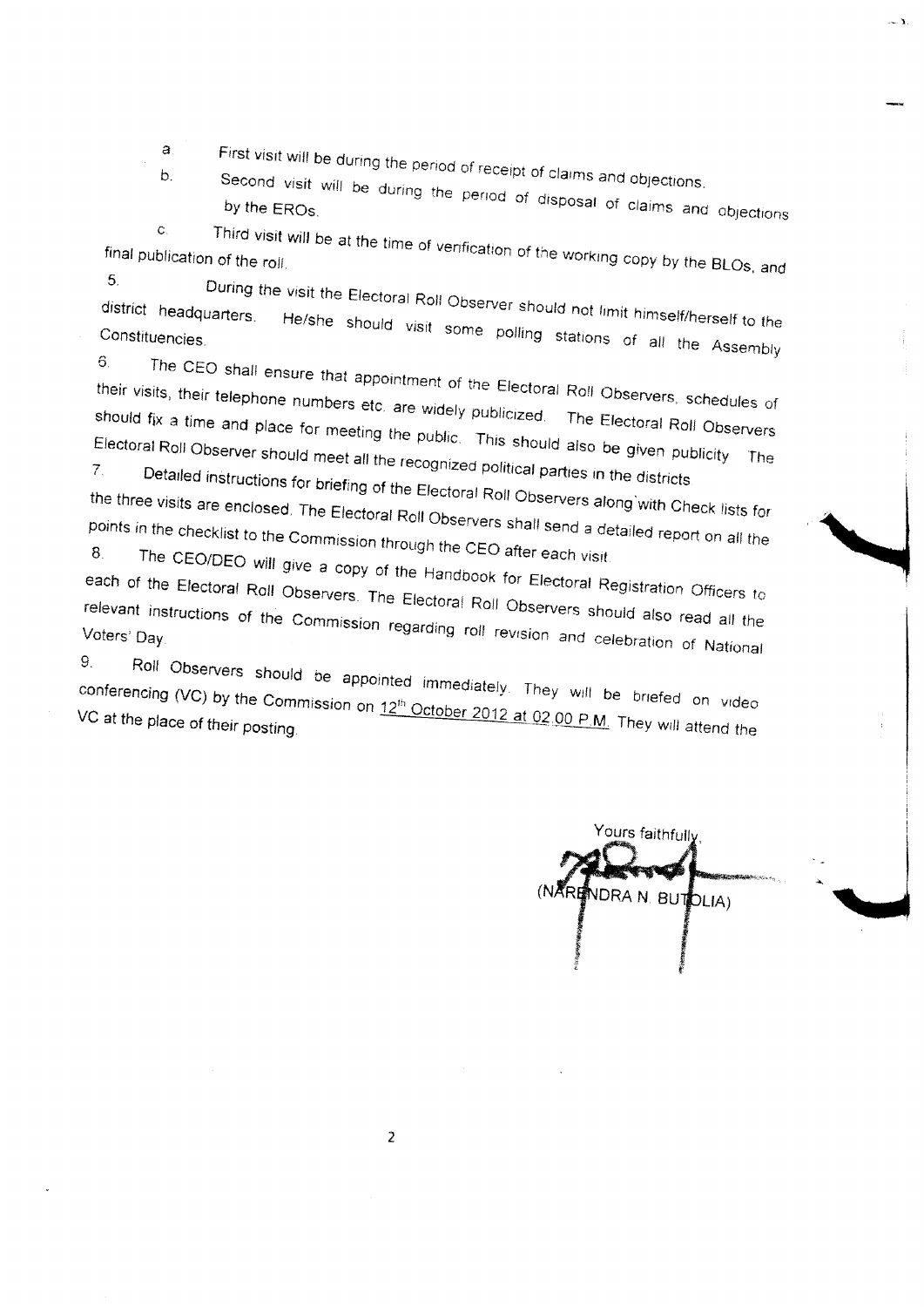a. First visit will be during the period of receipt of claims and objections.

b. Second visit will be during the period of disposal of claims and objections by the EROs.

c. Third visit will be at the time of verification of the working copy by the BLOs, and final publication of the roll.

5. During the visit the Electoral Roll Observer should not limit himself/herself to the district headquarters. He/she should visit some polling stations of all the Assembly Constituencies.

6. The CEO shall ensure that appointment of the Electoral Roll Observers, schedules of their visits, their telephone numbers etc. are widely publicized. The Electoral Roll Observers should fix a time and place for meeting the public. This should also be given publicity. The Electoral Roll Observer should meet all the recognized political parties in the districts.

7. Detailed instructions for briefing of the Electoral Roll Observers along with Check lists for the three visits are enclosed. The Electoral Roll Observers shall send a detailed report on all the points in the checklist to the Commission through the CEO after each visit.

8. The CEO/DEO will give a copy of the Handbook for Electoral Registration Officers to each of the Electoral Roll Observers. The Electoral Roll Observers should also read all the relevant instructions of the Commission regarding roll revision and celebration of National Voters' Day.

9. Roll Observers should be appointed immediately. They will be briefed on video conferencing (VC) by the Commission on 12th October 2012 at 02.00 P.M. They will attend the VC at the place of their posting.

Yours faithfully,

(NARENDRA N. BUTOLIA)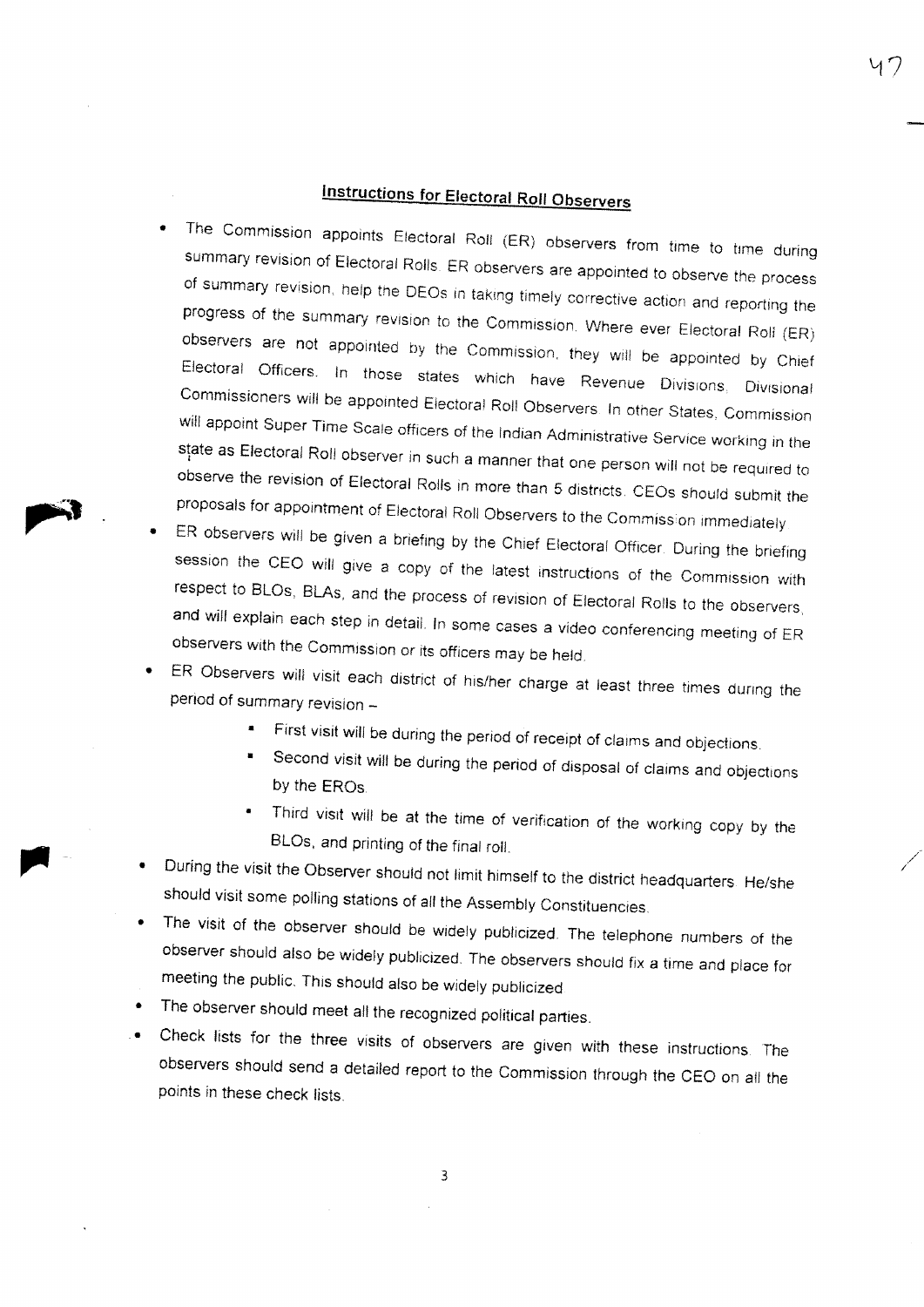## Instructions for Electoral Roll Observers

- The Commission appoints Electoral Roll (ER) observers from time to time during summary revision of Electoral Rolls. ER observers are appointed to observe the process of summary revision, help the DEOs in taking timely corrective action and reporting the progress of the summary revision to the Commission. Where ever Electoral Roll (ER) observers are not appointed by the Commission, they will be appointed by Chief Electoral Officers. In those states which have Revenue Divisions, Divisional Commissioners will be appointed Electoral Roll Observers. In other States, Commission will appoint Super Time Scale officers of the Indian Administrative Service working in the state as Electoral Roll observer in such a manner that one person will not be required to observe the revision of Electoral Rolls in more than 5 districts. CEOs should submit the proposals for appointment of Electoral Roll Observers to the Commission immediately.
- ER observers will be given a briefing by the Chief Electoral Officer. During the briefing session the CEO will give a copy of the latest instructions of the Commission with respect to BLOs, BLAs, and the process of revision of Electoral Rolls to the observers, and will explain each step in detail. In some cases a video conferencing meeting of ER observers with the Commission or its officers may be held.
- ER Observers will visit each district of his/her charge at least three times during the period of summary revision –
  - First visit will be during the period of receipt of claims and objections.
  - Second visit will be during the period of disposal of claims and objections by the EROs.
  - Third visit will be at the time of verification of the working copy by the BLOs, and printing of the final roll.
- During the visit the Observer should not limit himself to the district headquarters. He/she should visit some polling stations of all the Assembly Constituencies.
- The visit of the observer should be widely publicized. The telephone numbers of the observer should also be widely publicized. The observers should fix a time and place for meeting the public. This should also be widely publicized
- The observer should meet all the recognized political parties.
- Check lists for the three visits of observers are given with these instructions. The observers should send a detailed report to the Commission through the CEO on all the points in these check lists.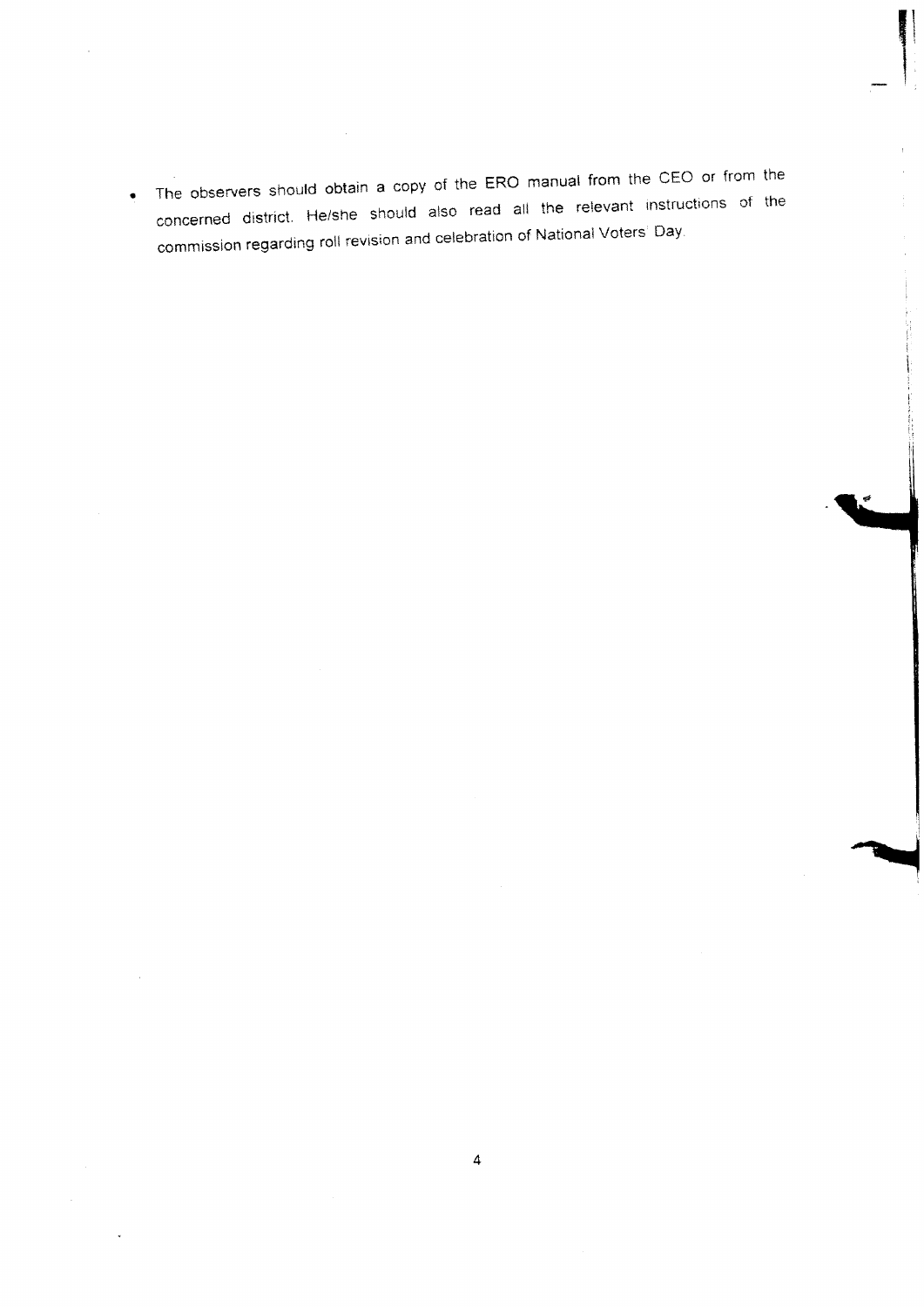- The observers should obtain a copy of the ERO manual from the CEO or from the concerned district. He/she should also read all the relevant instructions of the commission regarding roll revision and celebration of National Voters' Day.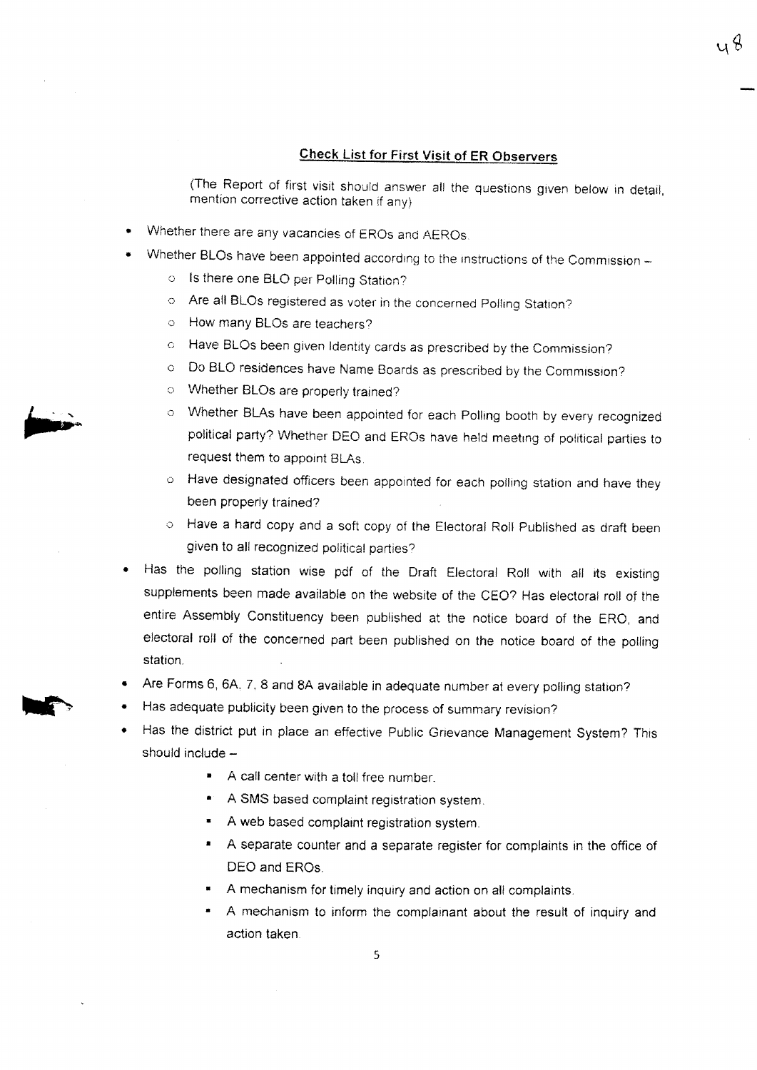## Check List for First Visit of ER Observers

(The Report of first visit should answer all the questions given below in detail, mention corrective action taken if any)

- Whether there are any vacancies of EROs and AEROs.
- Whether BLOs have been appointed according to the instructions of the Commission –
  - Is there one BLO per Polling Station?
  - Are all BLOs registered as voter in the concerned Polling Station?
  - How many BLOs are teachers?
  - Have BLOs been given Identity cards as prescribed by the Commission?
  - Do BLO residences have Name Boards as prescribed by the Commission?
  - Whether BLOs are properly trained?
  - Whether BLAs have been appointed for each Polling booth by every recognized political party? Whether DEO and EROs have held meeting of political parties to request them to appoint BLAs.
  - Have designated officers been appointed for each polling station and have they been properly trained?
  - Have a hard copy and a soft copy of the Electoral Roll Published as draft been given to all recognized political parties?
- Has the polling station wise pdf of the Draft Electoral Roll with all its existing supplements been made available on the website of the CEO? Has electoral roll of the entire Assembly Constituency been published at the notice board of the ERO, and electoral roll of the concerned part been published on the notice board of the polling station.
- Are Forms 6, 6A, 7, 8 and 8A available in adequate number at every polling station?
- Has adequate publicity been given to the process of summary revision?
- Has the district put in place an effective Public Grievance Management System? This should include –
  - A call center with a toll free number.
  - A SMS based complaint registration system.
  - A web based complaint registration system.
  - A separate counter and a separate register for complaints in the office of DEO and EROs.
  - A mechanism for timely inquiry and action on all complaints.
  - A mechanism to inform the complainant about the result of inquiry and action taken.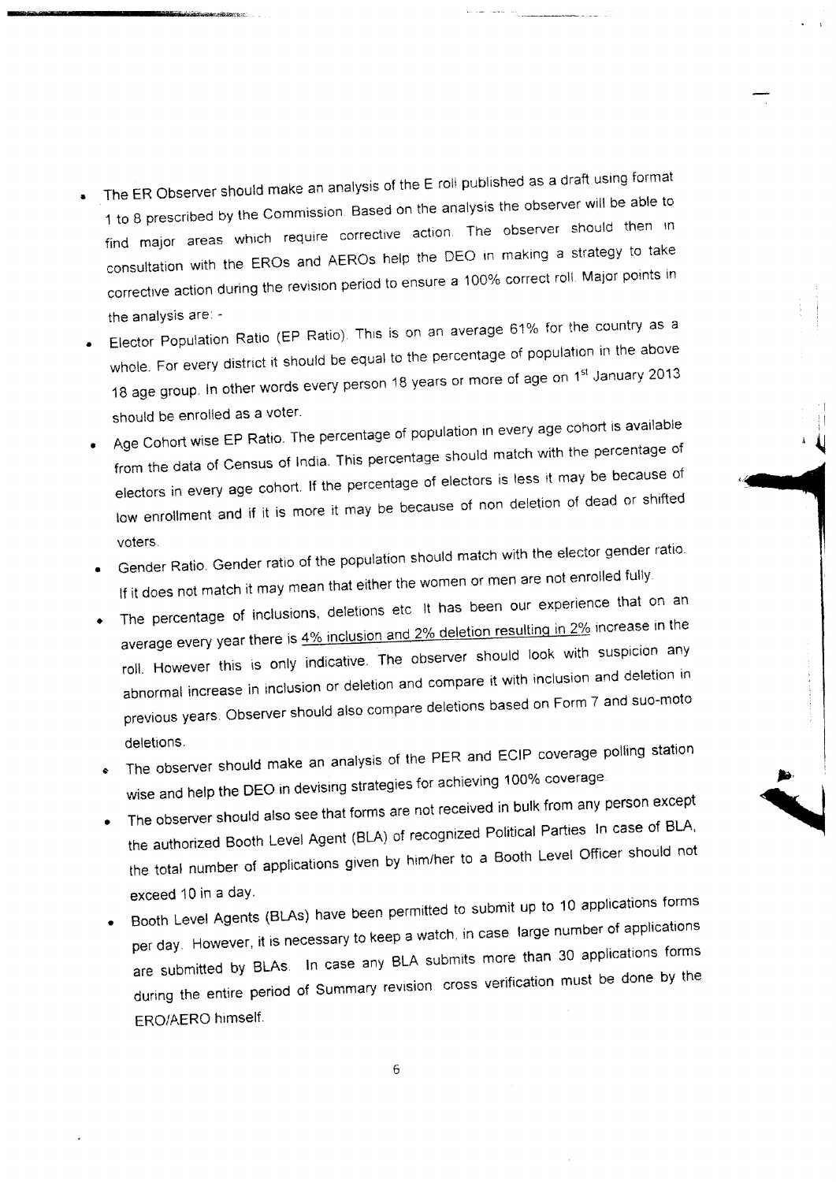- The ER Observer should make an analysis of the E roll published as a draft using format 1 to 8 prescribed by the Commission. Based on the analysis the observer will be able to find major areas which require corrective action. The observer should then in consultation with the EROs and AEROs help the DEO in making a strategy to take corrective action during the revision period to ensure a 100% correct roll. Major points in the analysis are: -
- Elector Population Ratio (EP Ratio). This is on an average 61% for the country as a whole. For every district it should be equal to the percentage of population in the above 18 age group. In other words every person 18 years or more of age on 1st January 2013 should be enrolled as a voter.
- Age Cohort wise EP Ratio. The percentage of population in every age cohort is available from the data of Census of India. This percentage should match with the percentage of electors in every age cohort. If the percentage of electors is less it may be because of low enrollment and if it is more it may be because of non deletion of dead or shifted voters.
- Gender Ratio. Gender ratio of the population should match with the elector gender ratio. If it does not match it may mean that either the women or men are not enrolled fully.
- The percentage of inclusions, deletions etc. It has been our experience that on an average every year there is 4% inclusion and 2% deletion resulting in 2% increase in the roll. However this is only indicative. The observer should look with suspicion any abnormal increase in inclusion or deletion and compare it with inclusion and deletion in previous years. Observer should also compare deletions based on Form 7 and suo-moto deletions.
- The observer should make an analysis of the PER and ECIP coverage polling station wise and help the DEO in devising strategies for achieving 100% coverage.
- The observer should also see that forms are not received in bulk from any person except the authorized Booth Level Agent (BLA) of recognized Political Parties. In case of BLA, the total number of applications given by him/her to a Booth Level Officer should not exceed 10 in a day.
- Booth Level Agents (BLAs) have been permitted to submit up to 10 applications forms per day. However, it is necessary to keep a watch, in case large number of applications are submitted by BLAs. In case any BLA submits more than 30 applications forms during the entire period of Summary revision cross verification must be done by the ERO/AERO himself.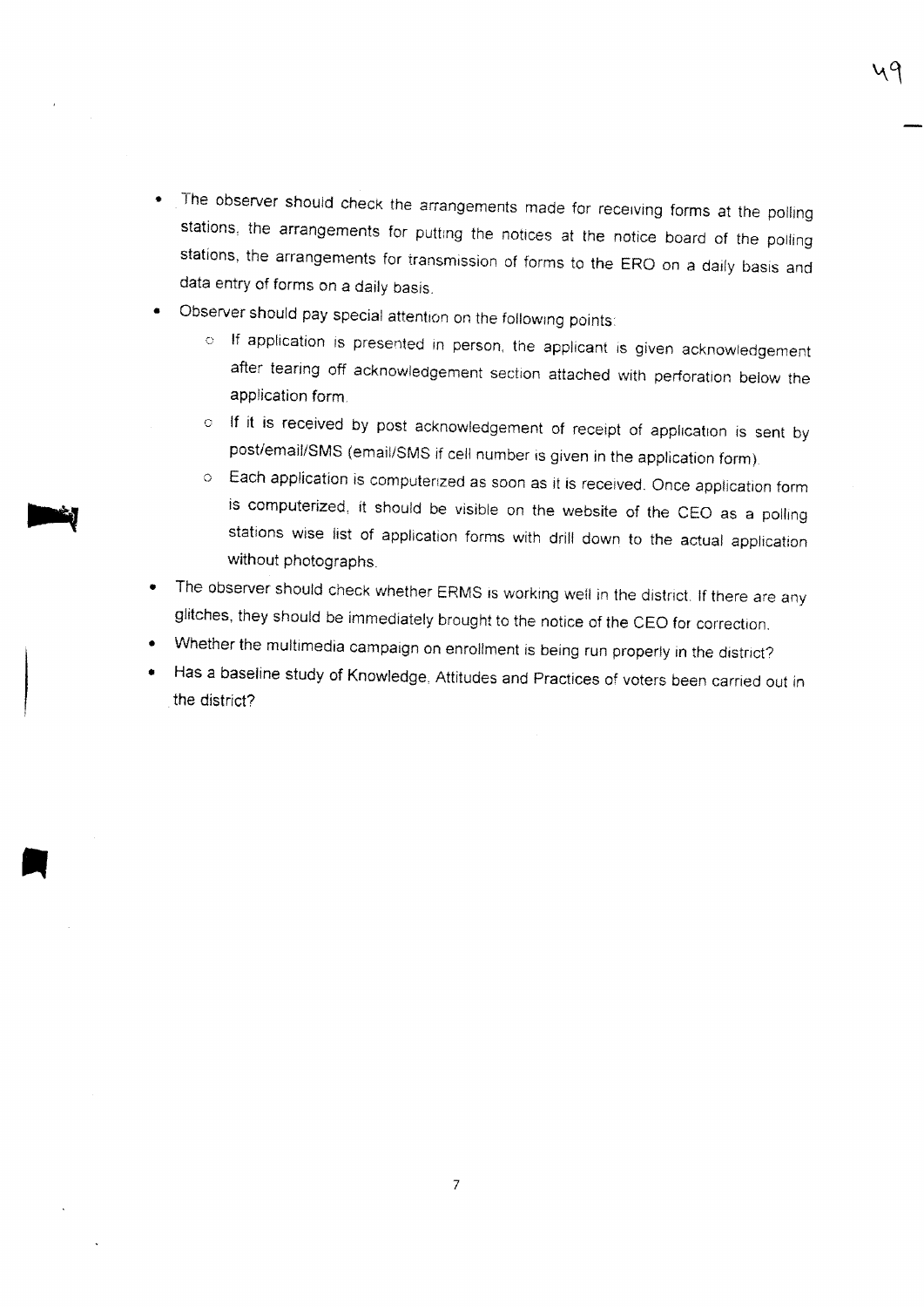- The observer should check the arrangements made for receiving forms at the polling stations, the arrangements for putting the notices at the notice board of the polling stations, the arrangements for transmission of forms to the ERO on a daily basis and data entry of forms on a daily basis.
- Observer should pay special attention on the following points:
  - If application is presented in person, the applicant is given acknowledgement after tearing off acknowledgement section attached with perforation below the application form.
  - If it is received by post acknowledgement of receipt of application is sent by post/email/SMS (email/SMS if cell number is given in the application form).
  - Each application is computerized as soon as it is received. Once application form is computerized, it should be visible on the website of the CEO as a polling stations wise list of application forms with drill down to the actual application without photographs.
- The observer should check whether ERMS is working well in the district. If there are any glitches, they should be immediately brought to the notice of the CEO for correction.
- Whether the multimedia campaign on enrollment is being run properly in the district?
- Has a baseline study of Knowledge, Attitudes and Practices of voters been carried out in the district?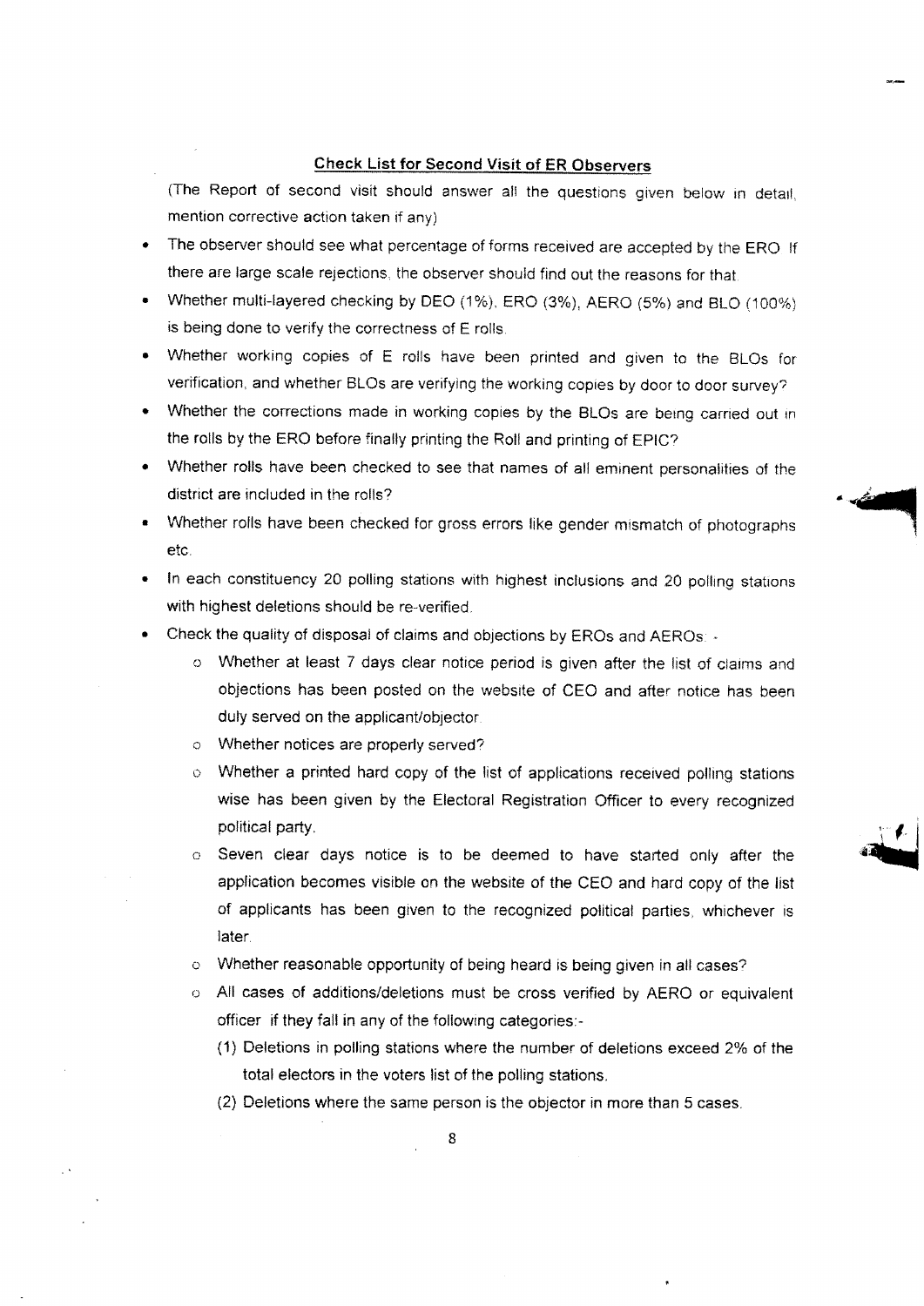## Check List for Second Visit of ER Observers

(The Report of second visit should answer all the questions given below in detail, mention corrective action taken if any)

- The observer should see what percentage of forms received are accepted by the ERO. If there are large scale rejections, the observer should find out the reasons for that.
- Whether multi-layered checking by DEO (1%), ERO (3%), AERO (5%) and BLO (100%) is being done to verify the correctness of E rolls.
- Whether working copies of E rolls have been printed and given to the BLOs for verification, and whether BLOs are verifying the working copies by door to door survey?
- Whether the corrections made in working copies by the BLOs are being carried out in the rolls by the ERO before finally printing the Roll and printing of EPIC?
- Whether rolls have been checked to see that names of all eminent personalities of the district are included in the rolls?
- Whether rolls have been checked for gross errors like gender mismatch of photographs etc.
- In each constituency 20 polling stations with highest inclusions and 20 polling stations with highest deletions should be re-verified.
- Check the quality of disposal of claims and objections by EROs and AEROs: -
  - Whether at least 7 days clear notice period is given after the list of claims and objections has been posted on the website of CEO and after notice has been duly served on the applicant/objector.
  - Whether notices are properly served?
  - Whether a printed hard copy of the list of applications received polling stations wise has been given by the Electoral Registration Officer to every recognized political party.
  - Seven clear days notice is to be deemed to have started only after the application becomes visible on the website of the CEO and hard copy of the list of applicants has been given to the recognized political parties, whichever is later.
  - Whether reasonable opportunity of being heard is being given in all cases?
  - All cases of additions/deletions must be cross verified by AERO or equivalent officer if they fall in any of the following categories:-
    (1) Deletions in polling stations where the number of deletions exceed 2% of the total electors in the voters list of the polling stations.
    (2) Deletions where the same person is the objector in more than 5 cases.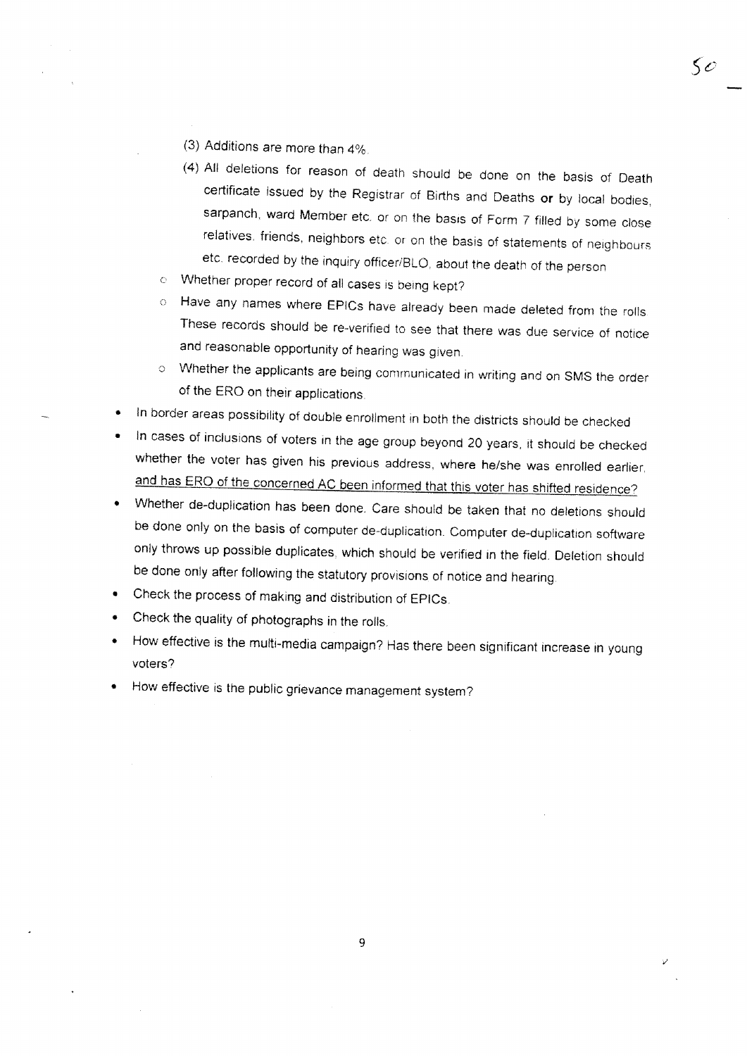(3) Additions are more than 4%.

(4) All deletions for reason of death should be done on the basis of Death certificate issued by the Registrar of Births and Deaths **or** by local bodies, sarpanch, ward Member etc. or on the basis of Form 7 filled by some close relatives, friends, neighbors etc. or on the basis of statements of neighbours etc. recorded by the inquiry officer/BLO, about the death of the person

- Whether proper record of all cases is being kept?
- Have any names where EPICs have already been made deleted from the rolls. These records should be re-verified to see that there was due service of notice and reasonable opportunity of hearing was given.
- Whether the applicants are being communicated in writing and on SMS the order of the ERO on their applications.

- In border areas possibility of double enrollment in both the districts should be checked
- In cases of inclusions of voters in the age group beyond 20 years, it should be checked whether the voter has given his previous address, where he/she was enrolled earlier, <u>and has ERO of the concerned AC been informed that this voter has shifted residence?</u>
- Whether de-duplication has been done. Care should be taken that no deletions should be done only on the basis of computer de-duplication. Computer de-duplication software only throws up possible duplicates, which should be verified in the field. Deletion should be done only after following the statutory provisions of notice and hearing.
- Check the process of making and distribution of EPICs.
- Check the quality of photographs in the rolls.
- How effective is the multi-media campaign? Has there been significant increase in young voters?
- How effective is the public grievance management system?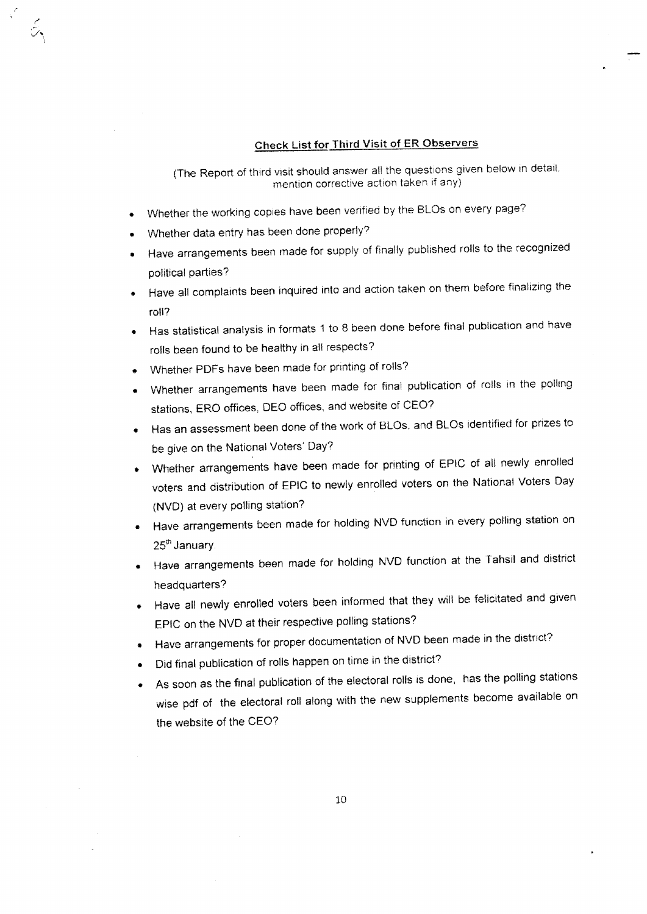## Check List for Third Visit of ER Observers

(The Report of third visit should answer all the questions given below in detail, mention corrective action taken if any)

- Whether the working copies have been verified by the BLOs on every page?
- Whether data entry has been done properly?
- Have arrangements been made for supply of finally published rolls to the recognized political parties?
- Have all complaints been inquired into and action taken on them before finalizing the roll?
- Has statistical analysis in formats 1 to 8 been done before final publication and have rolls been found to be healthy in all respects?
- Whether PDFs have been made for printing of rolls?
- Whether arrangements have been made for final publication of rolls in the polling stations, ERO offices, DEO offices, and website of CEO?
- Has an assessment been done of the work of BLOs, and BLOs identified for prizes to be give on the National Voters' Day?
- Whether arrangements have been made for printing of EPIC of all newly enrolled voters and distribution of EPIC to newly enrolled voters on the National Voters Day (NVD) at every polling station?
- Have arrangements been made for holding NVD function in every polling station on 25th January.
- Have arrangements been made for holding NVD function at the Tahsil and district headquarters?
- Have all newly enrolled voters been informed that they will be felicitated and given EPIC on the NVD at their respective polling stations?
- Have arrangements for proper documentation of NVD been made in the district?
- Did final publication of rolls happen on time in the district?
- As soon as the final publication of the electoral rolls is done, has the polling stations wise pdf of the electoral roll along with the new supplements become available on the website of the CEO?